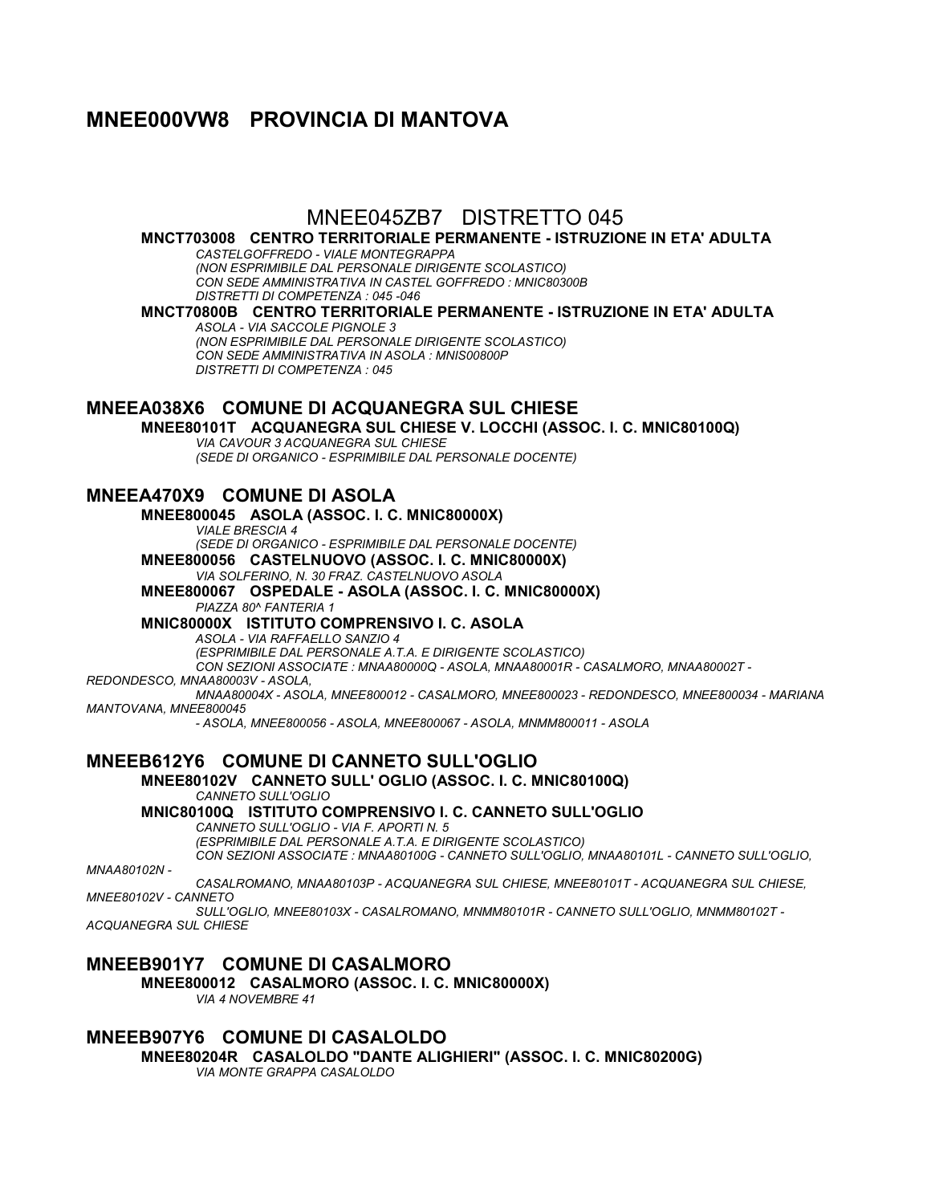# MNEE000VW8 PROVINCIA DI MANTOVA

## MNEE045ZB7 DISTRETTO 045

**MNCT703008 CENTRO TERRITORIALE PERMANENTE - ISTRUZIONE IN ETA' ADULTA**

*CASTELGOFFREDO - VIALE MONTEGRAPPA*
*(NON ESPRIMIBILE DAL PERSONALE DIRIGENTE SCOLASTICO)*
*CON SEDE AMMINISTRATIVA IN CASTEL GOFFREDO : MNIC80300B*
*DISTRETTI DI COMPETENZA : 045 -046*

**MNCT70800B CENTRO TERRITORIALE PERMANENTE - ISTRUZIONE IN ETA' ADULTA**

*ASOLA - VIA SACCOLE PIGNOLE 3*
*(NON ESPRIMIBILE DAL PERSONALE DIRIGENTE SCOLASTICO)*
*CON SEDE AMMINISTRATIVA IN ASOLA : MNIS00800P*
*DISTRETTI DI COMPETENZA : 045*

### MNEEA038X6 COMUNE DI ACQUANEGRA SUL CHIESE

**MNEE80101T ACQUANEGRA SUL CHIESE V. LOCCHI (ASSOC. I. C. MNIC80100Q)**

*VIA CAVOUR 3 ACQUANEGRA SUL CHIESE*
*(SEDE DI ORGANICO - ESPRIMIBILE DAL PERSONALE DOCENTE)*

### MNEEA470X9 COMUNE DI ASOLA

**MNEE800045 ASOLA (ASSOC. I. C. MNIC80000X)**

*VIALE BRESCIA 4*
*(SEDE DI ORGANICO - ESPRIMIBILE DAL PERSONALE DOCENTE)*

**MNEE800056 CASTELNUOVO (ASSOC. I. C. MNIC80000X)**

*VIA SOLFERINO, N. 30 FRAZ. CASTELNUOVO ASOLA*

**MNEE800067 OSPEDALE - ASOLA (ASSOC. I. C. MNIC80000X)**

*PIAZZA 80^ FANTERIA 1*

**MNIC80000X ISTITUTO COMPRENSIVO I. C. ASOLA**

*ASOLA - VIA RAFFAELLO SANZIO 4*
*(ESPRIMIBILE DAL PERSONALE A.T.A. E DIRIGENTE SCOLASTICO)*
*CON SEZIONI ASSOCIATE : MNAA80000Q - ASOLA, MNAA80001R - CASALMORO, MNAA80002T - REDONDESCO, MNAA80003V - ASOLA, MNAA80004X - ASOLA, MNEE800012 - CASALMORO, MNEE800023 - REDONDESCO, MNEE800034 - MARIANA MANTOVANA, MNEE800045 - ASOLA, MNEE800056 - ASOLA, MNEE800067 - ASOLA, MNMM800011 - ASOLA*

### MNEEB612Y6 COMUNE DI CANNETO SULL'OGLIO

**MNEE80102V CANNETO SULL' OGLIO (ASSOC. I. C. MNIC80100Q)**

*CANNETO SULL'OGLIO*

**MNIC80100Q ISTITUTO COMPRENSIVO I. C. CANNETO SULL'OGLIO**

*CANNETO SULL'OGLIO - VIA F. APORTI N. 5*
*(ESPRIMIBILE DAL PERSONALE A.T.A. E DIRIGENTE SCOLASTICO)*
*CON SEZIONI ASSOCIATE : MNAA80100G - CANNETO SULL'OGLIO, MNAA80101L - CANNETO SULL'OGLIO, MNAA80102N - CASALROMANO, MNAA80103P - ACQUANEGRA SUL CHIESE, MNEE80101T - ACQUANEGRA SUL CHIESE, MNEE80102V - CANNETO SULL'OGLIO, MNEE80103X - CASALROMANO, MNMM80101R - CANNETO SULL'OGLIO, MNMM80102T - ACQUANEGRA SUL CHIESE*

### MNEEB901Y7 COMUNE DI CASALMORO

**MNEE800012 CASALMORO (ASSOC. I. C. MNIC80000X)**

*VIA 4 NOVEMBRE 41*

### MNEEB907Y6 COMUNE DI CASALOLDO

**MNEE80204R CASALOLDO "DANTE ALIGHIERI" (ASSOC. I. C. MNIC80200G)**

*VIA MONTE GRAPPA CASALOLDO*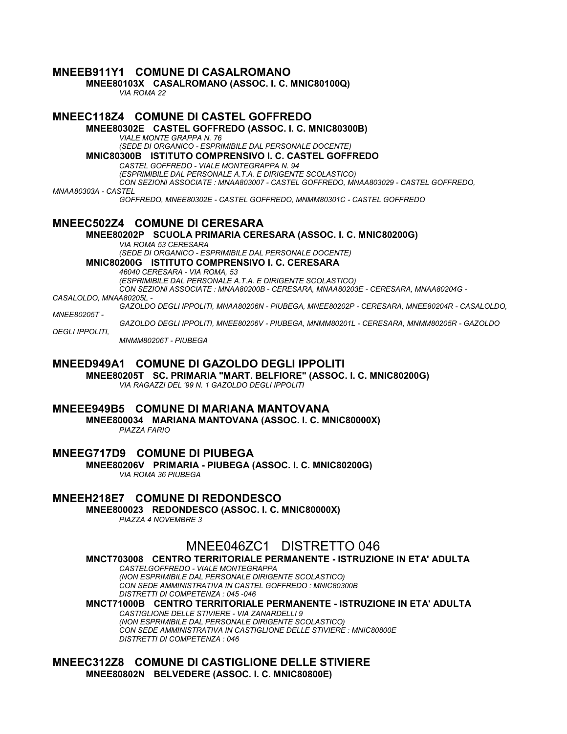## MNEEB911Y1 COMUNE DI CASALROMANO

**MNEE80103X CASALROMANO (ASSOC. I. C. MNIC80100Q)**

*VIA ROMA 22*

## MNEEC118Z4 COMUNE DI CASTEL GOFFREDO

**MNEE80302E CASTEL GOFFREDO (ASSOC. I. C. MNIC80300B)**

*VIALE MONTE GRAPPA N. 76*
*(SEDE DI ORGANICO - ESPRIMIBILE DAL PERSONALE DOCENTE)*

**MNIC80300B ISTITUTO COMPRENSIVO I. C. CASTEL GOFFREDO**

*CASTEL GOFFREDO - VIALE MONTEGRAPPA N. 94*
*(ESPRIMIBILE DAL PERSONALE A.T.A. E DIRIGENTE SCOLASTICO)*
*CON SEZIONI ASSOCIATE : MNAA803007 - CASTEL GOFFREDO, MNAA803029 - CASTEL GOFFREDO, MNAA80303A - CASTEL GOFFREDO, MNEE80302E - CASTEL GOFFREDO, MNMM80301C - CASTEL GOFFREDO*

## MNEEC502Z4 COMUNE DI CERESARA

**MNEE80202P SCUOLA PRIMARIA CERESARA (ASSOC. I. C. MNIC80200G)**

*VIA ROMA 53 CERESARA*
*(SEDE DI ORGANICO - ESPRIMIBILE DAL PERSONALE DOCENTE)*

**MNIC80200G ISTITUTO COMPRENSIVO I. C. CERESARA**

*46040 CERESARA - VIA ROMA, 53*
*(ESPRIMIBILE DAL PERSONALE A.T.A. E DIRIGENTE SCOLASTICO)*
*CON SEZIONI ASSOCIATE : MNAA80200B - CERESARA, MNAA80203E - CERESARA, MNAA80204G - CASALOLDO, MNAA80205L - GAZOLDO DEGLI IPPOLITI, MNAA80206N - PIUBEGA, MNEE80202P - CERESARA, MNEE80204R - CASALOLDO, MNEE80205T - GAZOLDO DEGLI IPPOLITI, MNEE80206V - PIUBEGA, MNMM80201L - CERESARA, MNMM80205R - GAZOLDO DEGLI IPPOLITI, MNMM80206T - PIUBEGA*

## MNEED949A1 COMUNE DI GAZOLDO DEGLI IPPOLITI

**MNEE80205T SC. PRIMARIA "MART. BELFIORE" (ASSOC. I. C. MNIC80200G)**

*VIA RAGAZZI DEL '99 N. 1 GAZOLDO DEGLI IPPOLITI*

## MNEEE949B5 COMUNE DI MARIANA MANTOVANA

**MNEE800034 MARIANA MANTOVANA (ASSOC. I. C. MNIC80000X)**

*PIAZZA FARIO*

## MNEEG717D9 COMUNE DI PIUBEGA

**MNEE80206V PRIMARIA - PIUBEGA (ASSOC. I. C. MNIC80200G)**

*VIA ROMA 36 PIUBEGA*

## MNEEH218E7 COMUNE DI REDONDESCO

**MNEE800023 REDONDESCO (ASSOC. I. C. MNIC80000X)**

*PIAZZA 4 NOVEMBRE 3*

# MNEE046ZC1 DISTRETTO 046

**MNCT703008 CENTRO TERRITORIALE PERMANENTE - ISTRUZIONE IN ETA' ADULTA**

*CASTELGOFFREDO - VIALE MONTEGRAPPA*
*(NON ESPRIMIBILE DAL PERSONALE DIRIGENTE SCOLASTICO)*
*CON SEDE AMMINISTRATIVA IN CASTEL GOFFREDO : MNIC80300B*
*DISTRETTI DI COMPETENZA : 045 -046*

**MNCT71000B CENTRO TERRITORIALE PERMANENTE - ISTRUZIONE IN ETA' ADULTA**

*CASTIGLIONE DELLE STIVIERE - VIA ZANARDELLI 9*
*(NON ESPRIMIBILE DAL PERSONALE DIRIGENTE SCOLASTICO)*
*CON SEDE AMMINISTRATIVA IN CASTIGLIONE DELLE STIVIERE : MNIC80800E*
*DISTRETTI DI COMPETENZA : 046*

## MNEEC312Z8 COMUNE DI CASTIGLIONE DELLE STIVIERE

**MNEE80802N BELVEDERE (ASSOC. I. C. MNIC80800E)**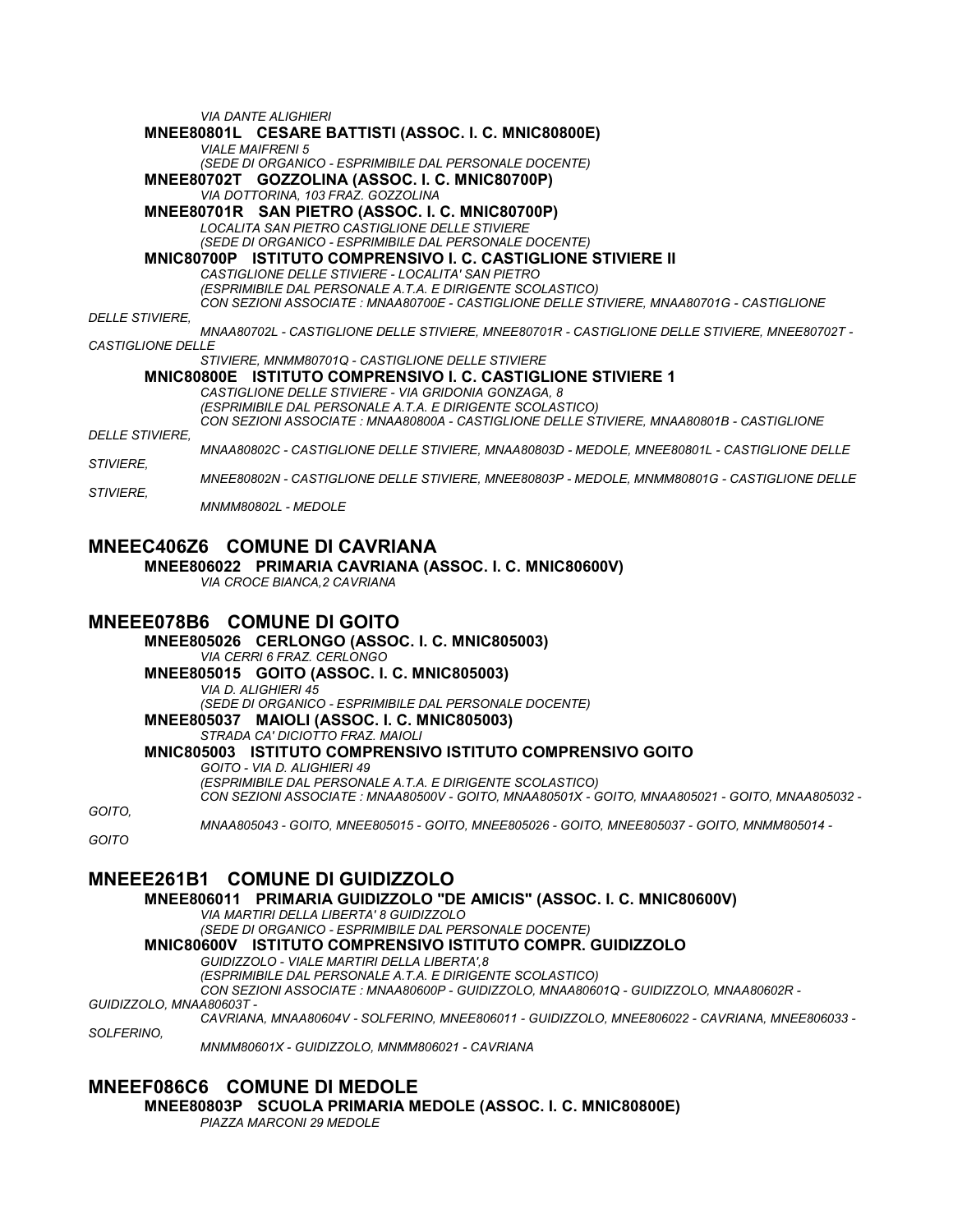*VIA DANTE ALIGHIERI*

**MNEE80801L CESARE BATTISTI (ASSOC. I. C. MNIC80800E)**

*VIALE MAIFRENI 5*

*(SEDE DI ORGANICO - ESPRIMIBILE DAL PERSONALE DOCENTE)*

**MNEE80702T GOZZOLINA (ASSOC. I. C. MNIC80700P)**

*VIA DOTTORINA, 103 FRAZ. GOZZOLINA*

**MNEE80701R SAN PIETRO (ASSOC. I. C. MNIC80700P)**

*LOCALITA SAN PIETRO CASTIGLIONE DELLE STIVIERE*

*(SEDE DI ORGANICO - ESPRIMIBILE DAL PERSONALE DOCENTE)*

**MNIC80700P ISTITUTO COMPRENSIVO I. C. CASTIGLIONE STIVIERE II**

*CASTIGLIONE DELLE STIVIERE - LOCALITA' SAN PIETRO*

*(ESPRIMIBILE DAL PERSONALE A.T.A. E DIRIGENTE SCOLASTICO)*

*CON SEZIONI ASSOCIATE : MNAA80700E - CASTIGLIONE DELLE STIVIERE, MNAA80701G - CASTIGLIONE DELLE STIVIERE, MNAA80702L - CASTIGLIONE DELLE STIVIERE, MNEE80701R - CASTIGLIONE DELLE STIVIERE, MNEE80702T - CASTIGLIONE DELLE STIVIERE, MNMM80701Q - CASTIGLIONE DELLE STIVIERE*

**MNIC80800E ISTITUTO COMPRENSIVO I. C. CASTIGLIONE STIVIERE 1**

*CASTIGLIONE DELLE STIVIERE - VIA GRIDONIA GONZAGA, 8*

*(ESPRIMIBILE DAL PERSONALE A.T.A. E DIRIGENTE SCOLASTICO)*

*CON SEZIONI ASSOCIATE : MNAA80800A - CASTIGLIONE DELLE STIVIERE, MNAA80801B - CASTIGLIONE DELLE STIVIERE, MNAA80802C - CASTIGLIONE DELLE STIVIERE, MNAA80803D - MEDOLE, MNEE80801L - CASTIGLIONE DELLE STIVIERE, MNEE80802N - CASTIGLIONE DELLE STIVIERE, MNEE80803P - MEDOLE, MNMM80801G - CASTIGLIONE DELLE STIVIERE, MNMM80802L - MEDOLE*

## MNEEC406Z6 COMUNE DI CAVRIANA

**MNEE806022 PRIMARIA CAVRIANA (ASSOC. I. C. MNIC80600V)**

*VIA CROCE BIANCA,2 CAVRIANA*

## MNEEE078B6 COMUNE DI GOITO

**MNEE805026 CERLONGO (ASSOC. I. C. MNIC805003)**

*VIA CERRI 6 FRAZ. CERLONGO*

**MNEE805015 GOITO (ASSOC. I. C. MNIC805003)**

*VIA D. ALIGHIERI 45*

*(SEDE DI ORGANICO - ESPRIMIBILE DAL PERSONALE DOCENTE)*

**MNEE805037 MAIOLI (ASSOC. I. C. MNIC805003)**

*STRADA CA' DICIOTTO FRAZ. MAIOLI*

**MNIC805003 ISTITUTO COMPRENSIVO ISTITUTO COMPRENSIVO GOITO**

*GOITO - VIA D. ALIGHIERI 49*

*(ESPRIMIBILE DAL PERSONALE A.T.A. E DIRIGENTE SCOLASTICO)*

*CON SEZIONI ASSOCIATE : MNAA80500V - GOITO, MNAA80501X - GOITO, MNAA805021 - GOITO, MNAA805032 - GOITO, MNAA805043 - GOITO, MNEE805015 - GOITO, MNEE805026 - GOITO, MNEE805037 - GOITO, MNMM805014 - GOITO*

## MNEEE261B1 COMUNE DI GUIDIZZOLO

**MNEE806011 PRIMARIA GUIDIZZOLO "DE AMICIS" (ASSOC. I. C. MNIC80600V)**

*VIA MARTIRI DELLA LIBERTA' 8 GUIDIZZOLO*

*(SEDE DI ORGANICO - ESPRIMIBILE DAL PERSONALE DOCENTE)*

**MNIC80600V ISTITUTO COMPRENSIVO ISTITUTO COMPR. GUIDIZZOLO**

*GUIDIZZOLO - VIALE MARTIRI DELLA LIBERTA',8*

*(ESPRIMIBILE DAL PERSONALE A.T.A. E DIRIGENTE SCOLASTICO)*

*CON SEZIONI ASSOCIATE : MNAA80600P - GUIDIZZOLO, MNAA80601Q - GUIDIZZOLO, MNAA80602R - GUIDIZZOLO, MNAA80603T - CAVRIANA, MNAA80604V - SOLFERINO, MNEE806011 - GUIDIZZOLO, MNEE806022 - CAVRIANA, MNEE806033 - SOLFERINO, MNMM80601X - GUIDIZZOLO, MNMM806021 - CAVRIANA*

## MNEEF086C6 COMUNE DI MEDOLE

**MNEE80803P SCUOLA PRIMARIA MEDOLE (ASSOC. I. C. MNIC80800E)**

*PIAZZA MARCONI 29 MEDOLE*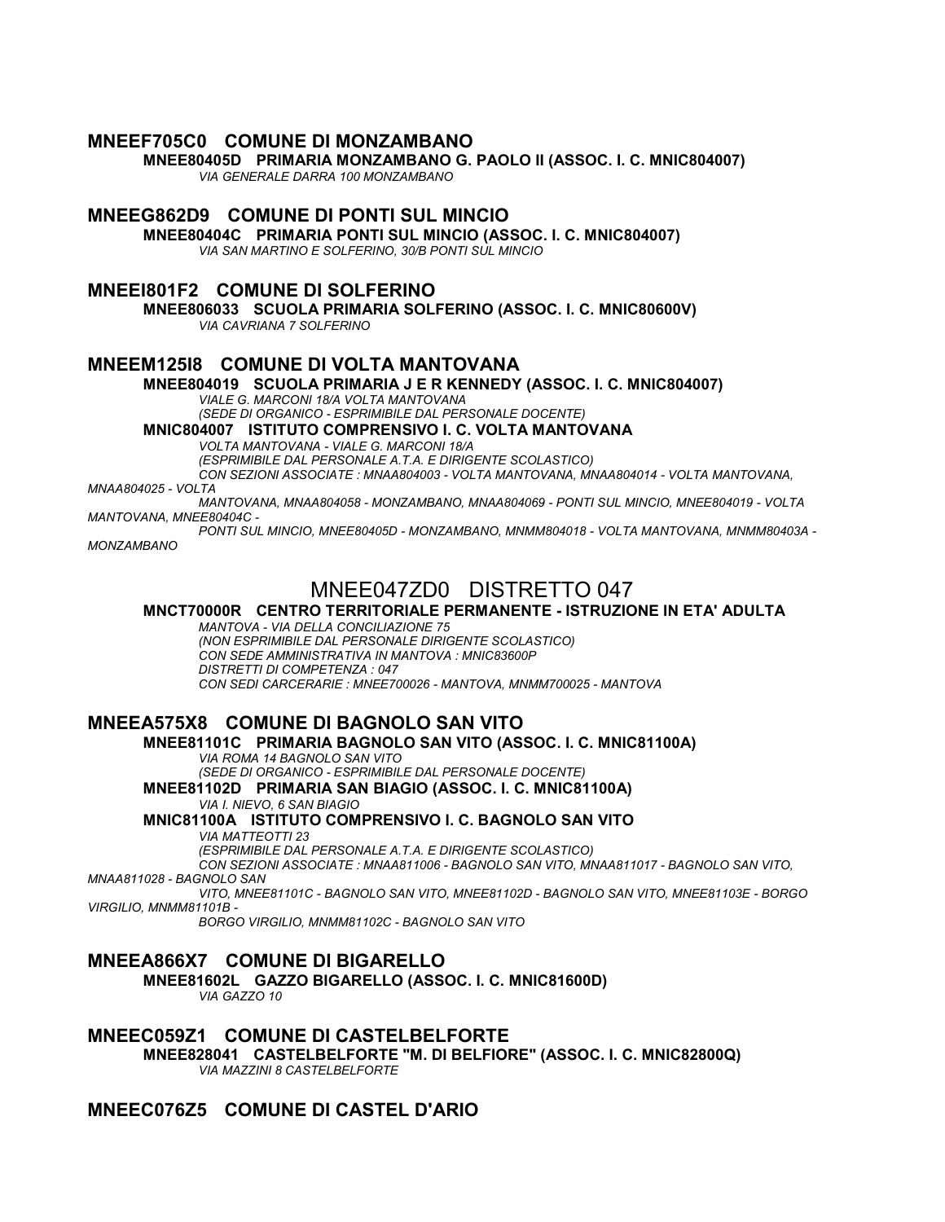### MNEEF705C0 COMUNE DI MONZAMBANO

**MNEE80405D PRIMARIA MONZAMBANO G. PAOLO II (ASSOC. I. C. MNIC804007)**

*VIA GENERALE DARRA 100 MONZAMBANO*

### MNEEG862D9 COMUNE DI PONTI SUL MINCIO

**MNEE80404C PRIMARIA PONTI SUL MINCIO (ASSOC. I. C. MNIC804007)**

*VIA SAN MARTINO E SOLFERINO, 30/B PONTI SUL MINCIO*

### MNEEI801F2 COMUNE DI SOLFERINO

**MNEE806033 SCUOLA PRIMARIA SOLFERINO (ASSOC. I. C. MNIC80600V)**

*VIA CAVRIANA 7 SOLFERINO*

### MNEEM125I8 COMUNE DI VOLTA MANTOVANA

**MNEE804019 SCUOLA PRIMARIA J E R KENNEDY (ASSOC. I. C. MNIC804007)**

*VIALE G. MARCONI 18/A VOLTA MANTOVANA*
*(SEDE DI ORGANICO - ESPRIMIBILE DAL PERSONALE DOCENTE)*

**MNIC804007 ISTITUTO COMPRENSIVO I. C. VOLTA MANTOVANA**

*VOLTA MANTOVANA - VIALE G. MARCONI 18/A*
*(ESPRIMIBILE DAL PERSONALE A.T.A. E DIRIGENTE SCOLASTICO)*
*CON SEZIONI ASSOCIATE : MNAA804003 - VOLTA MANTOVANA, MNAA804014 - VOLTA MANTOVANA, MNAA804025 - VOLTA MANTOVANA, MNAA804058 - MONZAMBANO, MNAA804069 - PONTI SUL MINCIO, MNEE804019 - VOLTA MANTOVANA, MNEE80404C - PONTI SUL MINCIO, MNEE80405D - MONZAMBANO, MNMM804018 - VOLTA MANTOVANA, MNMM80403A - MONZAMBANO*

## MNEE047ZD0 DISTRETTO 047

**MNCT70000R CENTRO TERRITORIALE PERMANENTE - ISTRUZIONE IN ETA' ADULTA**

*MANTOVA - VIA DELLA CONCILIAZIONE 75*
*(NON ESPRIMIBILE DAL PERSONALE DIRIGENTE SCOLASTICO)*
*CON SEDE AMMINISTRATIVA IN MANTOVA : MNIC83600P*
*DISTRETTI DI COMPETENZA : 047*
*CON SEDI CARCERARIE : MNEE700026 - MANTOVA, MNMM700025 - MANTOVA*

### MNEEA575X8 COMUNE DI BAGNOLO SAN VITO

**MNEE81101C PRIMARIA BAGNOLO SAN VITO (ASSOC. I. C. MNIC81100A)**

*VIA ROMA 14 BAGNOLO SAN VITO*
*(SEDE DI ORGANICO - ESPRIMIBILE DAL PERSONALE DOCENTE)*

**MNEE81102D PRIMARIA SAN BIAGIO (ASSOC. I. C. MNIC81100A)**

*VIA I. NIEVO, 6 SAN BIAGIO*

**MNIC81100A ISTITUTO COMPRENSIVO I. C. BAGNOLO SAN VITO**

*VIA MATTEOTTI 23*
*(ESPRIMIBILE DAL PERSONALE A.T.A. E DIRIGENTE SCOLASTICO)*
*CON SEZIONI ASSOCIATE : MNAA811006 - BAGNOLO SAN VITO, MNAA811017 - BAGNOLO SAN VITO, MNAA811028 - BAGNOLO SAN VITO, MNEE81101C - BAGNOLO SAN VITO, MNEE81102D - BAGNOLO SAN VITO, MNEE81103E - BORGO VIRGILIO, MNMM81101B - BORGO VIRGILIO, MNMM81102C - BAGNOLO SAN VITO*

### MNEEA866X7 COMUNE DI BIGARELLO

**MNEE81602L GAZZO BIGARELLO (ASSOC. I. C. MNIC81600D)**

*VIA GAZZO 10*

### MNEEC059Z1 COMUNE DI CASTELBELFORTE

**MNEE828041 CASTELBELFORTE "M. DI BELFIORE" (ASSOC. I. C. MNIC82800Q)**

*VIA MAZZINI 8 CASTELBELFORTE*

### MNEEC076Z5 COMUNE DI CASTEL D'ARIO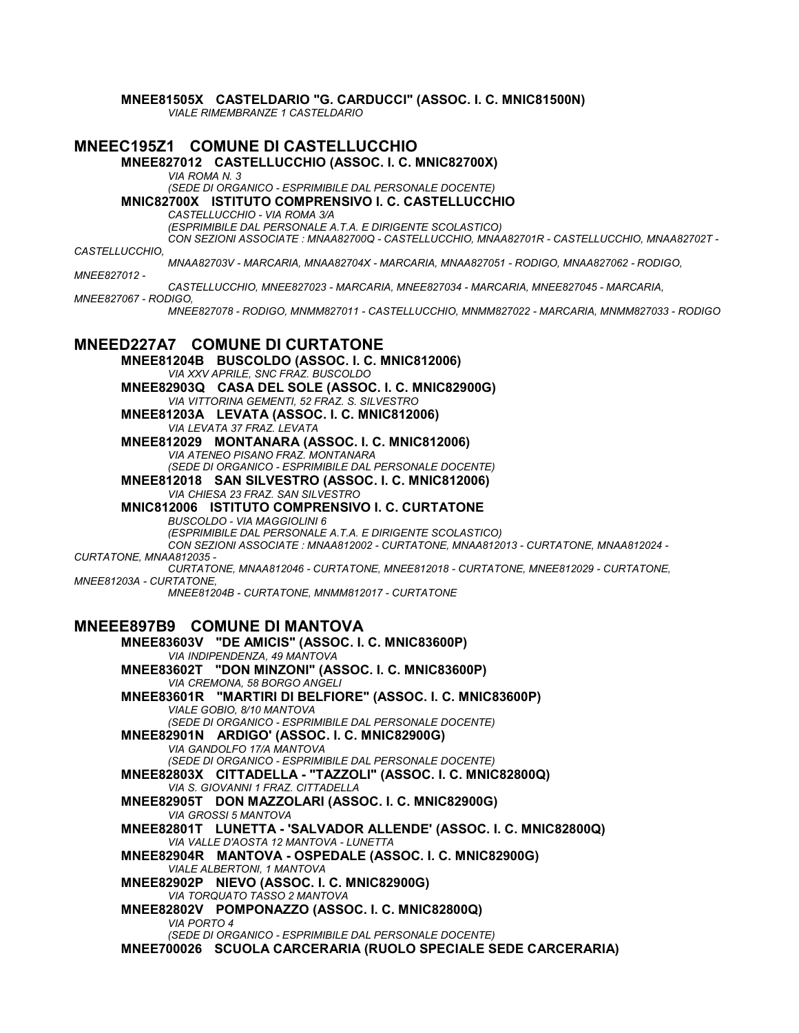**MNEE81505X CASTELDARIO "G. CARDUCCI" (ASSOC. I. C. MNIC81500N)**
*VIALE RIMEMBRANZE 1 CASTELDARIO*

## MNEEC195Z1 COMUNE DI CASTELLUCCHIO

**MNEE827012 CASTELLUCCHIO (ASSOC. I. C. MNIC82700X)**
*VIA ROMA N. 3*
*(SEDE DI ORGANICO - ESPRIMIBILE DAL PERSONALE DOCENTE)*

**MNIC82700X ISTITUTO COMPRENSIVO I. C. CASTELLUCCHIO**
*CASTELLUCCHIO - VIA ROMA 3/A*
*(ESPRIMIBILE DAL PERSONALE A.T.A. E DIRIGENTE SCOLASTICO)*
*CON SEZIONI ASSOCIATE : MNAA82700Q - CASTELLUCCHIO, MNAA82701R - CASTELLUCCHIO, MNAA82702T - CASTELLUCCHIO, MNAA82703V - MARCARIA, MNAA82704X - MARCARIA, MNAA827051 - RODIGO, MNAA827062 - RODIGO, MNEE827012 - CASTELLUCCHIO, MNEE827023 - MARCARIA, MNEE827034 - MARCARIA, MNEE827045 - MARCARIA, MNEE827067 - RODIGO, MNEE827078 - RODIGO, MNMM827011 - CASTELLUCCHIO, MNMM827022 - MARCARIA, MNMM827033 - RODIGO*

## MNEED227A7 COMUNE DI CURTATONE

**MNEE81204B BUSCOLDO (ASSOC. I. C. MNIC812006)**
*VIA XXV APRILE, SNC FRAZ. BUSCOLDO*

**MNEE82903Q CASA DEL SOLE (ASSOC. I. C. MNIC82900G)**
*VIA VITTORINA GEMENTI, 52 FRAZ. S. SILVESTRO*

**MNEE81203A LEVATA (ASSOC. I. C. MNIC812006)**
*VIA LEVATA 37 FRAZ. LEVATA*

**MNEE812029 MONTANARA (ASSOC. I. C. MNIC812006)**
*VIA ATENEO PISANO FRAZ. MONTANARA*
*(SEDE DI ORGANICO - ESPRIMIBILE DAL PERSONALE DOCENTE)*

**MNEE812018 SAN SILVESTRO (ASSOC. I. C. MNIC812006)**
*VIA CHIESA 23 FRAZ. SAN SILVESTRO*

**MNIC812006 ISTITUTO COMPRENSIVO I. C. CURTATONE**
*BUSCOLDO - VIA MAGGIOLINI 6*
*(ESPRIMIBILE DAL PERSONALE A.T.A. E DIRIGENTE SCOLASTICO)*
*CON SEZIONI ASSOCIATE : MNAA812002 - CURTATONE, MNAA812013 - CURTATONE, MNAA812024 - CURTATONE, MNAA812035 - CURTATONE, MNAA812046 - CURTATONE, MNEE812018 - CURTATONE, MNEE812029 - CURTATONE, MNEE81203A - CURTATONE, MNEE81204B - CURTATONE, MNMM812017 - CURTATONE*

## MNEEE897B9 COMUNE DI MANTOVA

**MNEE83603V "DE AMICIS" (ASSOC. I. C. MNIC83600P)**
*VIA INDIPENDENZA, 49 MANTOVA*

**MNEE83602T "DON MINZONI" (ASSOC. I. C. MNIC83600P)**
*VIA CREMONA, 58 BORGO ANGELI*

**MNEE83601R "MARTIRI DI BELFIORE" (ASSOC. I. C. MNIC83600P)**
*VIALE GOBIO, 8/10 MANTOVA*
*(SEDE DI ORGANICO - ESPRIMIBILE DAL PERSONALE DOCENTE)*

**MNEE82901N ARDIGO' (ASSOC. I. C. MNIC82900G)**
*VIA GANDOLFO 17/A MANTOVA*
*(SEDE DI ORGANICO - ESPRIMIBILE DAL PERSONALE DOCENTE)*

**MNEE82803X CITTADELLA - "TAZZOLI" (ASSOC. I. C. MNIC82800Q)**
*VIA S. GIOVANNI 1 FRAZ. CITTADELLA*

**MNEE82905T DON MAZZOLARI (ASSOC. I. C. MNIC82900G)**
*VIA GROSSI 5 MANTOVA*

**MNEE82801T LUNETTA - 'SALVADOR ALLENDE' (ASSOC. I. C. MNIC82800Q)**
*VIA VALLE D'AOSTA 12 MANTOVA - LUNETTA*

**MNEE82904R MANTOVA - OSPEDALE (ASSOC. I. C. MNIC82900G)**
*VIALE ALBERTONI, 1 MANTOVA*

**MNEE82902P NIEVO (ASSOC. I. C. MNIC82900G)**
*VIA TORQUATO TASSO 2 MANTOVA*

**MNEE82802V POMPONAZZO (ASSOC. I. C. MNIC82800Q)**
*VIA PORTO 4*
*(SEDE DI ORGANICO - ESPRIMIBILE DAL PERSONALE DOCENTE)*

**MNEE700026 SCUOLA CARCERARIA (RUOLO SPECIALE SEDE CARCERARIA)**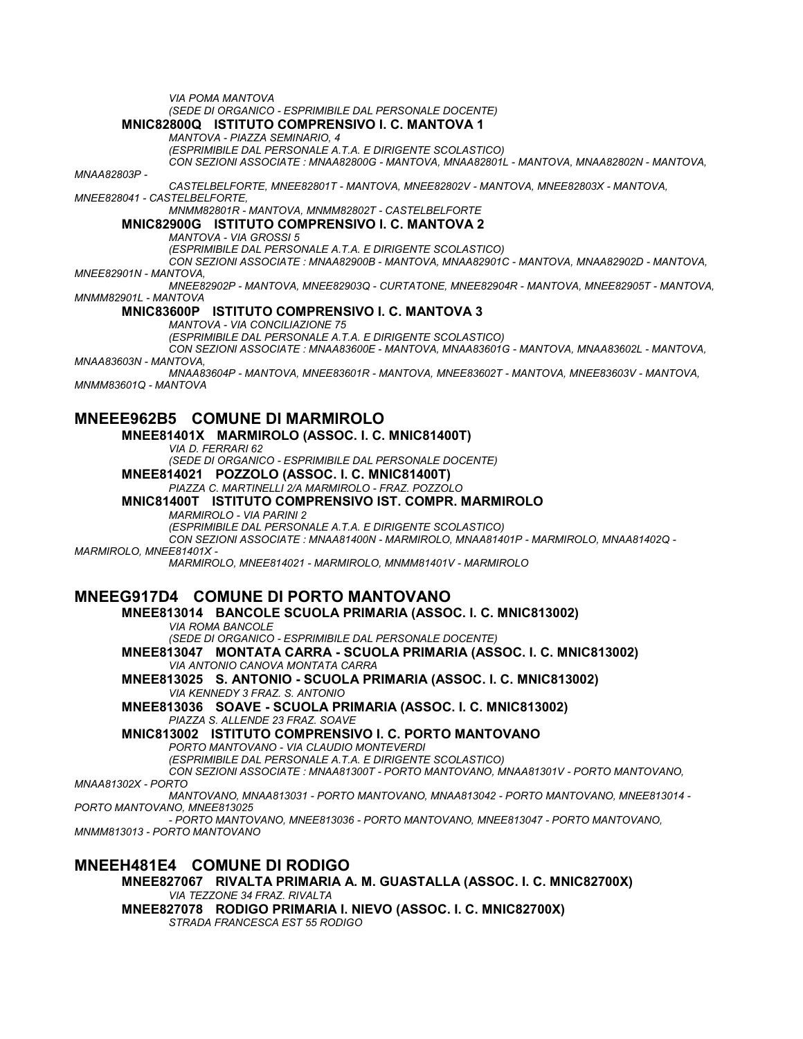*VIA POMA MANTOVA*
*(SEDE DI ORGANICO - ESPRIMIBILE DAL PERSONALE DOCENTE)*

**MNIC82800Q ISTITUTO COMPRENSIVO I. C. MANTOVA 1**
*MANTOVA - PIAZZA SEMINARIO, 4*
*(ESPRIMIBILE DAL PERSONALE A.T.A. E DIRIGENTE SCOLASTICO)*
*CON SEZIONI ASSOCIATE : MNAA82800G - MANTOVA, MNAA82801L - MANTOVA, MNAA82802N - MANTOVA, MNAA82803P - CASTELBELFORTE, MNEE82801T - MANTOVA, MNEE82802V - MANTOVA, MNEE82803X - MANTOVA, MNEE828041 - CASTELBELFORTE, MNMM82801R - MANTOVA, MNMM82802T - CASTELBELFORTE*

**MNIC82900G ISTITUTO COMPRENSIVO I. C. MANTOVA 2**
*MANTOVA - VIA GROSSI 5*
*(ESPRIMIBILE DAL PERSONALE A.T.A. E DIRIGENTE SCOLASTICO)*
*CON SEZIONI ASSOCIATE : MNAA82900B - MANTOVA, MNAA82901C - MANTOVA, MNAA82902D - MANTOVA, MNEE82901N - MANTOVA, MNEE82902P - MANTOVA, MNEE82903Q - CURTATONE, MNEE82904R - MANTOVA, MNEE82905T - MANTOVA, MNMM82901L - MANTOVA*

**MNIC83600P ISTITUTO COMPRENSIVO I. C. MANTOVA 3**
*MANTOVA - VIA CONCILIAZIONE 75*
*(ESPRIMIBILE DAL PERSONALE A.T.A. E DIRIGENTE SCOLASTICO)*
*CON SEZIONI ASSOCIATE : MNAA83600E - MANTOVA, MNAA83601G - MANTOVA, MNAA83602L - MANTOVA, MNAA83603N - MANTOVA, MNAA83604P - MANTOVA, MNEE83601R - MANTOVA, MNEE83602T - MANTOVA, MNEE83603V - MANTOVA, MNMM83601Q - MANTOVA*

## MNEEE962B5 COMUNE DI MARMIROLO

**MNEE81401X MARMIROLO (ASSOC. I. C. MNIC81400T)**
*VIA D. FERRARI 62*
*(SEDE DI ORGANICO - ESPRIMIBILE DAL PERSONALE DOCENTE)*

**MNEE814021 POZZOLO (ASSOC. I. C. MNIC81400T)**
*PIAZZA C. MARTINELLI 2/A MARMIROLO - FRAZ. POZZOLO*

**MNIC81400T ISTITUTO COMPRENSIVO IST. COMPR. MARMIROLO**
*MARMIROLO - VIA PARINI 2*
*(ESPRIMIBILE DAL PERSONALE A.T.A. E DIRIGENTE SCOLASTICO)*
*CON SEZIONI ASSOCIATE : MNAA81400N - MARMIROLO, MNAA81401P - MARMIROLO, MNAA81402Q - MARMIROLO, MNEE81401X - MARMIROLO, MNEE814021 - MARMIROLO, MNMM81401V - MARMIROLO*

## MNEEG917D4 COMUNE DI PORTO MANTOVANO

**MNEE813014 BANCOLE SCUOLA PRIMARIA (ASSOC. I. C. MNIC813002)**
*VIA ROMA BANCOLE*
*(SEDE DI ORGANICO - ESPRIMIBILE DAL PERSONALE DOCENTE)*

**MNEE813047 MONTATA CARRA - SCUOLA PRIMARIA (ASSOC. I. C. MNIC813002)**
*VIA ANTONIO CANOVA MONTATA CARRA*

**MNEE813025 S. ANTONIO - SCUOLA PRIMARIA (ASSOC. I. C. MNIC813002)**
*VIA KENNEDY 3 FRAZ. S. ANTONIO*

**MNEE813036 SOAVE - SCUOLA PRIMARIA (ASSOC. I. C. MNIC813002)**
*PIAZZA S. ALLENDE 23 FRAZ. SOAVE*

**MNIC813002 ISTITUTO COMPRENSIVO I. C. PORTO MANTOVANO**
*PORTO MANTOVANO - VIA CLAUDIO MONTEVERDI*
*(ESPRIMIBILE DAL PERSONALE A.T.A. E DIRIGENTE SCOLASTICO)*
*CON SEZIONI ASSOCIATE : MNAA81300T - PORTO MANTOVANO, MNAA81301V - PORTO MANTOVANO, MNAA81302X - PORTO MANTOVANO, MNAA813031 - PORTO MANTOVANO, MNAA813042 - PORTO MANTOVANO, MNEE813014 - PORTO MANTOVANO, MNEE813025 - PORTO MANTOVANO, MNEE813036 - PORTO MANTOVANO, MNEE813047 - PORTO MANTOVANO, MNMM813013 - PORTO MANTOVANO*

## MNEEH481E4 COMUNE DI RODIGO

**MNEE827067 RIVALTA PRIMARIA A. M. GUASTALLA (ASSOC. I. C. MNIC82700X)**
*VIA TEZZONE 34 FRAZ. RIVALTA*

**MNEE827078 RODIGO PRIMARIA I. NIEVO (ASSOC. I. C. MNIC82700X)**
*STRADA FRANCESCA EST 55 RODIGO*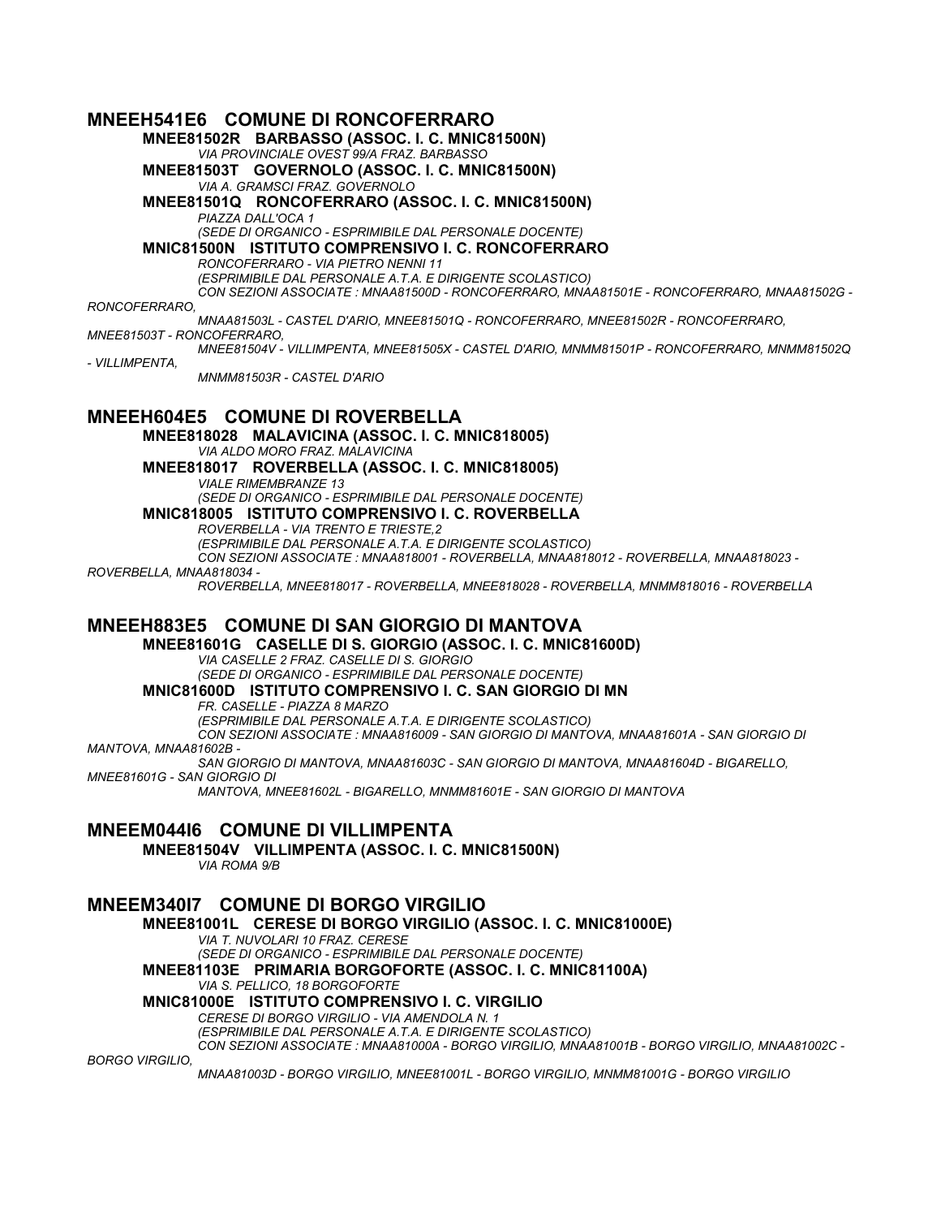## MNEEH541E6 COMUNE DI RONCOFERRARO

### MNEE81502R BARBASSO (ASSOC. I. C. MNIC81500N)

*VIA PROVINCIALE OVEST 99/A FRAZ. BARBASSO*

### MNEE81503T GOVERNOLO (ASSOC. I. C. MNIC81500N)

*VIA A. GRAMSCI FRAZ. GOVERNOLO*

### MNEE81501Q RONCOFERRARO (ASSOC. I. C. MNIC81500N)

*PIAZZA DALL'OCA 1*

*(SEDE DI ORGANICO - ESPRIMIBILE DAL PERSONALE DOCENTE)*

### MNIC81500N ISTITUTO COMPRENSIVO I. C. RONCOFERRARO

*RONCOFERRARO - VIA PIETRO NENNI 11*

*(ESPRIMIBILE DAL PERSONALE A.T.A. E DIRIGENTE SCOLASTICO)*

*CON SEZIONI ASSOCIATE : MNAA81500D - RONCOFERRARO, MNAA81501E - RONCOFERRARO, MNAA81502G - RONCOFERRARO,*

*MNAA81503L - CASTEL D'ARIO, MNEE81501Q - RONCOFERRARO, MNEE81502R - RONCOFERRARO, MNEE81503T - RONCOFERRARO,*

*MNEE81504V - VILLIMPENTA, MNEE81505X - CASTEL D'ARIO, MNMM81501P - RONCOFERRARO, MNMM81502Q - VILLIMPENTA,*

*MNMM81503R - CASTEL D'ARIO*

## MNEEH604E5 COMUNE DI ROVERBELLA

### MNEE818028 MALAVICINA (ASSOC. I. C. MNIC818005)

*VIA ALDO MORO FRAZ. MALAVICINA*

### MNEE818017 ROVERBELLA (ASSOC. I. C. MNIC818005)

*VIALE RIMEMBRANZE 13*

*(SEDE DI ORGANICO - ESPRIMIBILE DAL PERSONALE DOCENTE)*

### MNIC818005 ISTITUTO COMPRENSIVO I. C. ROVERBELLA

*ROVERBELLA - VIA TRENTO E TRIESTE,2*

*(ESPRIMIBILE DAL PERSONALE A.T.A. E DIRIGENTE SCOLASTICO)*

*CON SEZIONI ASSOCIATE : MNAA818001 - ROVERBELLA, MNAA818012 - ROVERBELLA, MNAA818023 - ROVERBELLA, MNAA818034 -*

*ROVERBELLA, MNEE818017 - ROVERBELLA, MNEE818028 - ROVERBELLA, MNMM818016 - ROVERBELLA*

## MNEEH883E5 COMUNE DI SAN GIORGIO DI MANTOVA

### MNEE81601G CASELLE DI S. GIORGIO (ASSOC. I. C. MNIC81600D)

*VIA CASELLE 2 FRAZ. CASELLE DI S. GIORGIO*

*(SEDE DI ORGANICO - ESPRIMIBILE DAL PERSONALE DOCENTE)*

### MNIC81600D ISTITUTO COMPRENSIVO I. C. SAN GIORGIO DI MN

*FR. CASELLE - PIAZZA 8 MARZO*

*(ESPRIMIBILE DAL PERSONALE A.T.A. E DIRIGENTE SCOLASTICO)*

*CON SEZIONI ASSOCIATE : MNAA816009 - SAN GIORGIO DI MANTOVA, MNAA81601A - SAN GIORGIO DI MANTOVA, MNAA81602B -*

*SAN GIORGIO DI MANTOVA, MNAA81603C - SAN GIORGIO DI MANTOVA, MNAA81604D - BIGARELLO, MNEE81601G - SAN GIORGIO DI*

*MANTOVA, MNEE81602L - BIGARELLO, MNMM81601E - SAN GIORGIO DI MANTOVA*

## MNEEM044I6 COMUNE DI VILLIMPENTA

### MNEE81504V VILLIMPENTA (ASSOC. I. C. MNIC81500N)

*VIA ROMA 9/B*

## MNEEM340I7 COMUNE DI BORGO VIRGILIO

### MNEE81001L CERESE DI BORGO VIRGILIO (ASSOC. I. C. MNIC81000E)

*VIA T. NUVOLARI 10 FRAZ. CERESE*

*(SEDE DI ORGANICO - ESPRIMIBILE DAL PERSONALE DOCENTE)*

### MNEE81103E PRIMARIA BORGOFORTE (ASSOC. I. C. MNIC81100A)

*VIA S. PELLICO, 18 BORGOFORTE*

### MNIC81000E ISTITUTO COMPRENSIVO I. C. VIRGILIO

*CERESE DI BORGO VIRGILIO - VIA AMENDOLA N. 1*

*(ESPRIMIBILE DAL PERSONALE A.T.A. E DIRIGENTE SCOLASTICO)*

*CON SEZIONI ASSOCIATE : MNAA81000A - BORGO VIRGILIO, MNAA81001B - BORGO VIRGILIO, MNAA81002C - BORGO VIRGILIO,*

*MNAA81003D - BORGO VIRGILIO, MNEE81001L - BORGO VIRGILIO, MNMM81001G - BORGO VIRGILIO*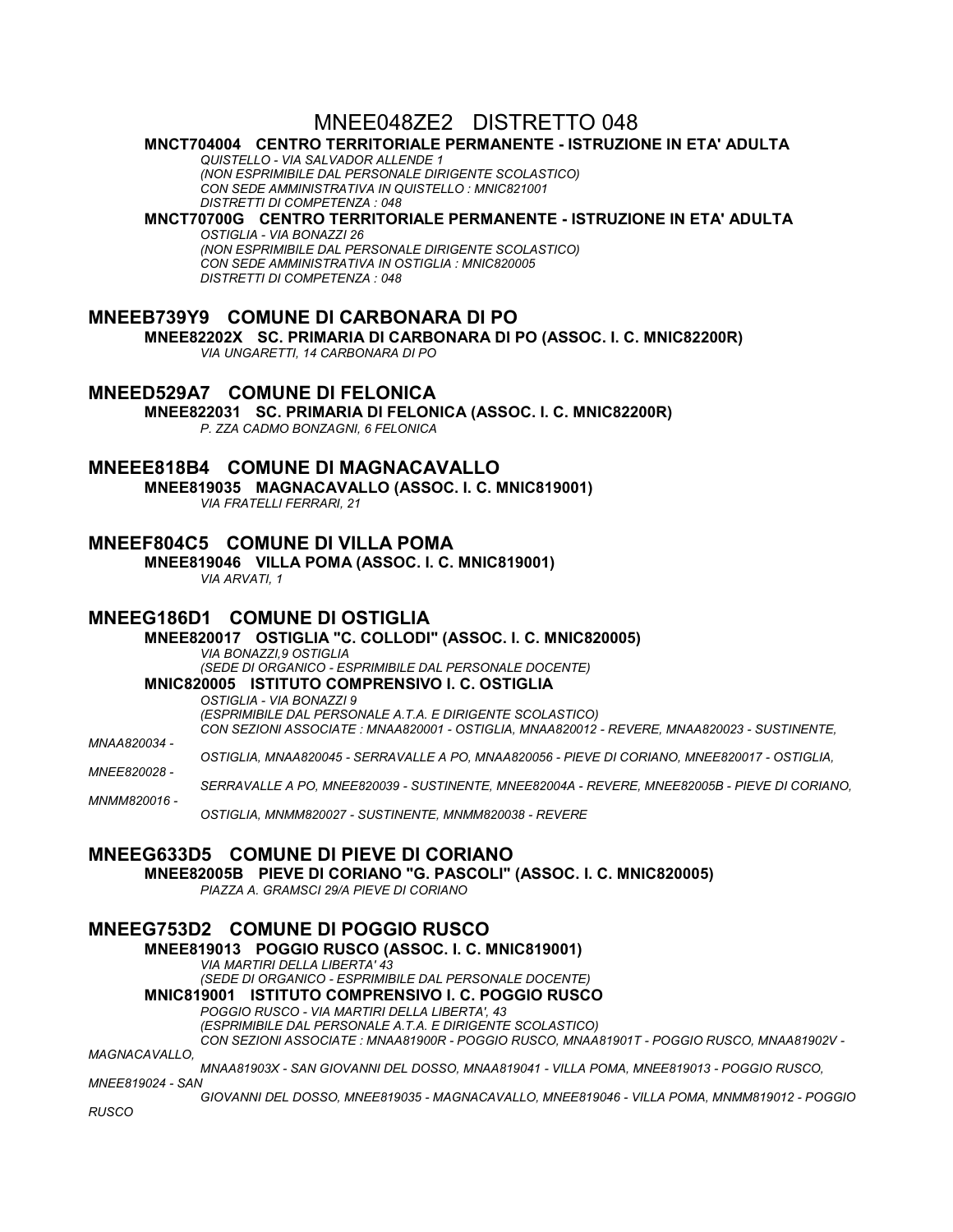# MNEE048ZE2 DISTRETTO 048

**MNCT704004 CENTRO TERRITORIALE PERMANENTE - ISTRUZIONE IN ETA' ADULTA**

*QUISTELLO - VIA SALVADOR ALLENDE 1*
*(NON ESPRIMIBILE DAL PERSONALE DIRIGENTE SCOLASTICO)*
*CON SEDE AMMINISTRATIVA IN QUISTELLO : MNIC821001*
*DISTRETTI DI COMPETENZA : 048*

**MNCT70700G CENTRO TERRITORIALE PERMANENTE - ISTRUZIONE IN ETA' ADULTA**

*OSTIGLIA - VIA BONAZZI 26*
*(NON ESPRIMIBILE DAL PERSONALE DIRIGENTE SCOLASTICO)*
*CON SEDE AMMINISTRATIVA IN OSTIGLIA : MNIC820005*
*DISTRETTI DI COMPETENZA : 048*

## MNEEB739Y9 COMUNE DI CARBONARA DI PO

**MNEE82202X SC. PRIMARIA DI CARBONARA DI PO (ASSOC. I. C. MNIC82200R)**

*VIA UNGARETTI, 14 CARBONARA DI PO*

## MNEED529A7 COMUNE DI FELONICA

**MNEE822031 SC. PRIMARIA DI FELONICA (ASSOC. I. C. MNIC82200R)**

*P. ZZA CADMO BONZAGNI, 6 FELONICA*

## MNEEE818B4 COMUNE DI MAGNACAVALLO

**MNEE819035 MAGNACAVALLO (ASSOC. I. C. MNIC819001)**

*VIA FRATELLI FERRARI, 21*

## MNEEF804C5 COMUNE DI VILLA POMA

**MNEE819046 VILLA POMA (ASSOC. I. C. MNIC819001)**

*VIA ARVATI, 1*

## MNEEG186D1 COMUNE DI OSTIGLIA

**MNEE820017 OSTIGLIA "C. COLLODI" (ASSOC. I. C. MNIC820005)**

*VIA BONAZZI,9 OSTIGLIA*
*(SEDE DI ORGANICO - ESPRIMIBILE DAL PERSONALE DOCENTE)*

**MNIC820005 ISTITUTO COMPRENSIVO I. C. OSTIGLIA**

*OSTIGLIA - VIA BONAZZI 9*
*(ESPRIMIBILE DAL PERSONALE A.T.A. E DIRIGENTE SCOLASTICO)*
*CON SEZIONI ASSOCIATE : MNAA820001 - OSTIGLIA, MNAA820012 - REVERE, MNAA820023 - SUSTINENTE, MNAA820034 - OSTIGLIA, MNAA820045 - SERRAVALLE A PO, MNAA820056 - PIEVE DI CORIANO, MNEE820017 - OSTIGLIA, MNEE820028 - SERRAVALLE A PO, MNEE820039 - SUSTINENTE, MNEE82004A - REVERE, MNEE82005B - PIEVE DI CORIANO, MNMM820016 - OSTIGLIA, MNMM820027 - SUSTINENTE, MNMM820038 - REVERE*

## MNEEG633D5 COMUNE DI PIEVE DI CORIANO

**MNEE82005B PIEVE DI CORIANO "G. PASCOLI" (ASSOC. I. C. MNIC820005)**

*PIAZZA A. GRAMSCI 29/A PIEVE DI CORIANO*

## MNEEG753D2 COMUNE DI POGGIO RUSCO

**MNEE819013 POGGIO RUSCO (ASSOC. I. C. MNIC819001)**

*VIA MARTIRI DELLA LIBERTA' 43*
*(SEDE DI ORGANICO - ESPRIMIBILE DAL PERSONALE DOCENTE)*

**MNIC819001 ISTITUTO COMPRENSIVO I. C. POGGIO RUSCO**

*POGGIO RUSCO - VIA MARTIRI DELLA LIBERTA', 43*
*(ESPRIMIBILE DAL PERSONALE A.T.A. E DIRIGENTE SCOLASTICO)*
*CON SEZIONI ASSOCIATE : MNAA81900R - POGGIO RUSCO, MNAA81901T - POGGIO RUSCO, MNAA81902V - MAGNACAVALLO, MNAA81903X - SAN GIOVANNI DEL DOSSO, MNAA819041 - VILLA POMA, MNEE819013 - POGGIO RUSCO, MNEE819024 - SAN GIOVANNI DEL DOSSO, MNEE819035 - MAGNACAVALLO, MNEE819046 - VILLA POMA, MNMM819012 - POGGIO RUSCO*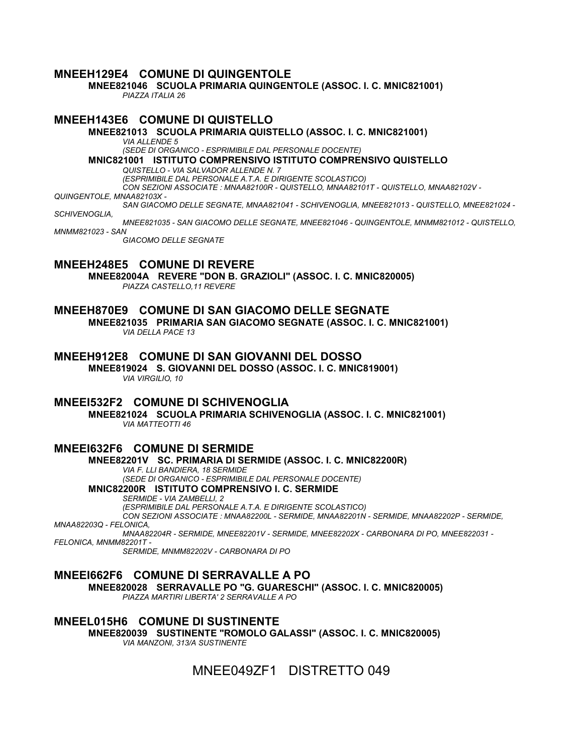## MNEEH129E4 COMUNE DI QUINGENTOLE

**MNEE821046 SCUOLA PRIMARIA QUINGENTOLE (ASSOC. I. C. MNIC821001)**
*PIAZZA ITALIA 26*

## MNEEH143E6 COMUNE DI QUISTELLO

**MNEE821013 SCUOLA PRIMARIA QUISTELLO (ASSOC. I. C. MNIC821001)**
*VIA ALLENDE 5*
*(SEDE DI ORGANICO - ESPRIMIBILE DAL PERSONALE DOCENTE)*

**MNIC821001 ISTITUTO COMPRENSIVO ISTITUTO COMPRENSIVO QUISTELLO**
*QUISTELLO - VIA SALVADOR ALLENDE N. 7*
*(ESPRIMIBILE DAL PERSONALE A.T.A. E DIRIGENTE SCOLASTICO)*
*CON SEZIONI ASSOCIATE : MNAA82100R - QUISTELLO, MNAA82101T - QUISTELLO, MNAA82102V - QUINGENTOLE, MNAA82103X - SAN GIACOMO DELLE SEGNATE, MNAA821041 - SCHIVENOGLIA, MNEE821013 - QUISTELLO, MNEE821024 - SCHIVENOGLIA, MNEE821035 - SAN GIACOMO DELLE SEGNATE, MNEE821046 - QUINGENTOLE, MNMM821012 - QUISTELLO, MNMM821023 - SAN GIACOMO DELLE SEGNATE*

## MNEEH248E5 COMUNE DI REVERE

**MNEE82004A REVERE "DON B. GRAZIOLI" (ASSOC. I. C. MNIC820005)**
*PIAZZA CASTELLO,11 REVERE*

## MNEEH870E9 COMUNE DI SAN GIACOMO DELLE SEGNATE

**MNEE821035 PRIMARIA SAN GIACOMO SEGNATE (ASSOC. I. C. MNIC821001)**
*VIA DELLA PACE 13*

## MNEEH912E8 COMUNE DI SAN GIOVANNI DEL DOSSO

**MNEE819024 S. GIOVANNI DEL DOSSO (ASSOC. I. C. MNIC819001)**
*VIA VIRGILIO, 10*

## MNEEI532F2 COMUNE DI SCHIVENOGLIA

**MNEE821024 SCUOLA PRIMARIA SCHIVENOGLIA (ASSOC. I. C. MNIC821001)**
*VIA MATTEOTTI 46*

## MNEEI632F6 COMUNE DI SERMIDE

**MNEE82201V SC. PRIMARIA DI SERMIDE (ASSOC. I. C. MNIC82200R)**
*VIA F. LLI BANDIERA, 18 SERMIDE*
*(SEDE DI ORGANICO - ESPRIMIBILE DAL PERSONALE DOCENTE)*

**MNIC82200R ISTITUTO COMPRENSIVO I. C. SERMIDE**
*SERMIDE - VIA ZAMBELLI, 2*
*(ESPRIMIBILE DAL PERSONALE A.T.A. E DIRIGENTE SCOLASTICO)*
*CON SEZIONI ASSOCIATE : MNAA82200L - SERMIDE, MNAA82201N - SERMIDE, MNAA82202P - SERMIDE, MNAA82203Q - FELONICA, MNAA82204R - SERMIDE, MNEE82201V - SERMIDE, MNEE82202X - CARBONARA DI PO, MNEE822031 - FELONICA, MNMM82201T - SERMIDE, MNMM82202V - CARBONARA DI PO*

## MNEEI662F6 COMUNE DI SERRAVALLE A PO

**MNEE820028 SERRAVALLE PO "G. GUARESCHI" (ASSOC. I. C. MNIC820005)**
*PIAZZA MARTIRI LIBERTA' 2 SERRAVALLE A PO*

## MNEEL015H6 COMUNE DI SUSTINENTE

**MNEE820039 SUSTINENTE "ROMOLO GALASSI" (ASSOC. I. C. MNIC820005)**
*VIA MANZONI, 313/A SUSTINENTE*

# MNEE049ZF1 DISTRETTO 049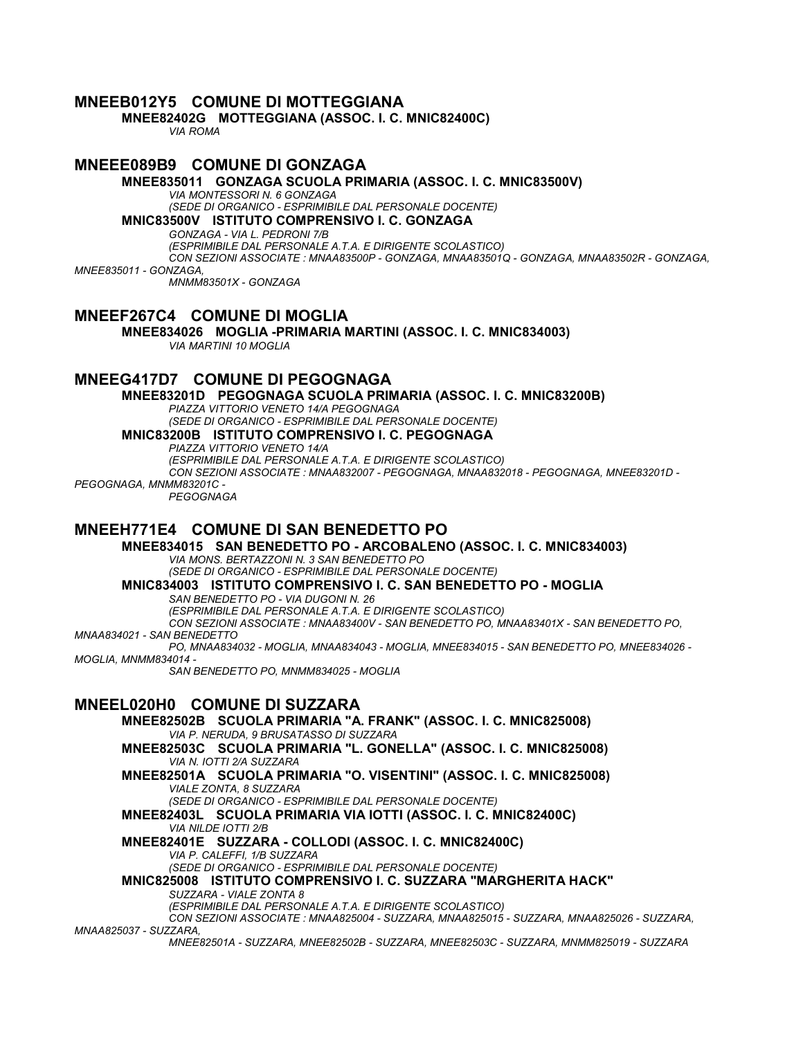## MNEEB012Y5 COMUNE DI MOTTEGGIANA

**MNEE82402G MOTTEGGIANA (ASSOC. I. C. MNIC82400C)**
*VIA ROMA*

## MNEEE089B9 COMUNE DI GONZAGA

**MNEE835011 GONZAGA SCUOLA PRIMARIA (ASSOC. I. C. MNIC83500V)**
*VIA MONTESSORI N. 6 GONZAGA*
*(SEDE DI ORGANICO - ESPRIMIBILE DAL PERSONALE DOCENTE)*

**MNIC83500V ISTITUTO COMPRENSIVO I. C. GONZAGA**
*GONZAGA - VIA L. PEDRONI 7/B*
*(ESPRIMIBILE DAL PERSONALE A.T.A. E DIRIGENTE SCOLASTICO)*
*CON SEZIONI ASSOCIATE : MNAA83500P - GONZAGA, MNAA83501Q - GONZAGA, MNAA83502R - GONZAGA, MNEE835011 - GONZAGA, MNMM83501X - GONZAGA*

## MNEEF267C4 COMUNE DI MOGLIA

**MNEE834026 MOGLIA -PRIMARIA MARTINI (ASSOC. I. C. MNIC834003)**
*VIA MARTINI 10 MOGLIA*

## MNEEG417D7 COMUNE DI PEGOGNAGA

**MNEE83201D PEGOGNAGA SCUOLA PRIMARIA (ASSOC. I. C. MNIC83200B)**
*PIAZZA VITTORIO VENETO 14/A PEGOGNAGA*
*(SEDE DI ORGANICO - ESPRIMIBILE DAL PERSONALE DOCENTE)*

**MNIC83200B ISTITUTO COMPRENSIVO I. C. PEGOGNAGA**
*PIAZZA VITTORIO VENETO 14/A*
*(ESPRIMIBILE DAL PERSONALE A.T.A. E DIRIGENTE SCOLASTICO)*
*CON SEZIONI ASSOCIATE : MNAA832007 - PEGOGNAGA, MNAA832018 - PEGOGNAGA, MNEE83201D - PEGOGNAGA, MNMM83201C - PEGOGNAGA*

## MNEEH771E4 COMUNE DI SAN BENEDETTO PO

**MNEE834015 SAN BENEDETTO PO - ARCOBALENO (ASSOC. I. C. MNIC834003)**
*VIA MONS. BERTAZZONI N. 3 SAN BENEDETTO PO*
*(SEDE DI ORGANICO - ESPRIMIBILE DAL PERSONALE DOCENTE)*

**MNIC834003 ISTITUTO COMPRENSIVO I. C. SAN BENEDETTO PO - MOGLIA**
*SAN BENEDETTO PO - VIA DUGONI N. 26*
*(ESPRIMIBILE DAL PERSONALE A.T.A. E DIRIGENTE SCOLASTICO)*
*CON SEZIONI ASSOCIATE : MNAA83400V - SAN BENEDETTO PO, MNAA83401X - SAN BENEDETTO PO, MNAA834021 - SAN BENEDETTO PO, MNAA834032 - MOGLIA, MNAA834043 - MOGLIA, MNEE834015 - SAN BENEDETTO PO, MNEE834026 - MOGLIA, MNMM834014 - SAN BENEDETTO PO, MNMM834025 - MOGLIA*

## MNEEL020H0 COMUNE DI SUZZARA

**MNEE82502B SCUOLA PRIMARIA "A. FRANK" (ASSOC. I. C. MNIC825008)**
*VIA P. NERUDA, 9 BRUSATASSO DI SUZZARA*

**MNEE82503C SCUOLA PRIMARIA "L. GONELLA" (ASSOC. I. C. MNIC825008)**
*VIA N. IOTTI 2/A SUZZARA*

**MNEE82501A SCUOLA PRIMARIA "O. VISENTINI" (ASSOC. I. C. MNIC825008)**
*VIALE ZONTA, 8 SUZZARA*
*(SEDE DI ORGANICO - ESPRIMIBILE DAL PERSONALE DOCENTE)*

**MNEE82403L SCUOLA PRIMARIA VIA IOTTI (ASSOC. I. C. MNIC82400C)**
*VIA NILDE IOTTI 2/B*

**MNEE82401E SUZZARA - COLLODI (ASSOC. I. C. MNIC82400C)**
*VIA P. CALEFFI, 1/B SUZZARA*
*(SEDE DI ORGANICO - ESPRIMIBILE DAL PERSONALE DOCENTE)*

**MNIC825008 ISTITUTO COMPRENSIVO I. C. SUZZARA "MARGHERITA HACK"**
*SUZZARA - VIALE ZONTA 8*
*(ESPRIMIBILE DAL PERSONALE A.T.A. E DIRIGENTE SCOLASTICO)*
*CON SEZIONI ASSOCIATE : MNAA825004 - SUZZARA, MNAA825015 - SUZZARA, MNAA825026 - SUZZARA, MNAA825037 - SUZZARA, MNEE82501A - SUZZARA, MNEE82502B - SUZZARA, MNEE82503C - SUZZARA, MNMM825019 - SUZZARA*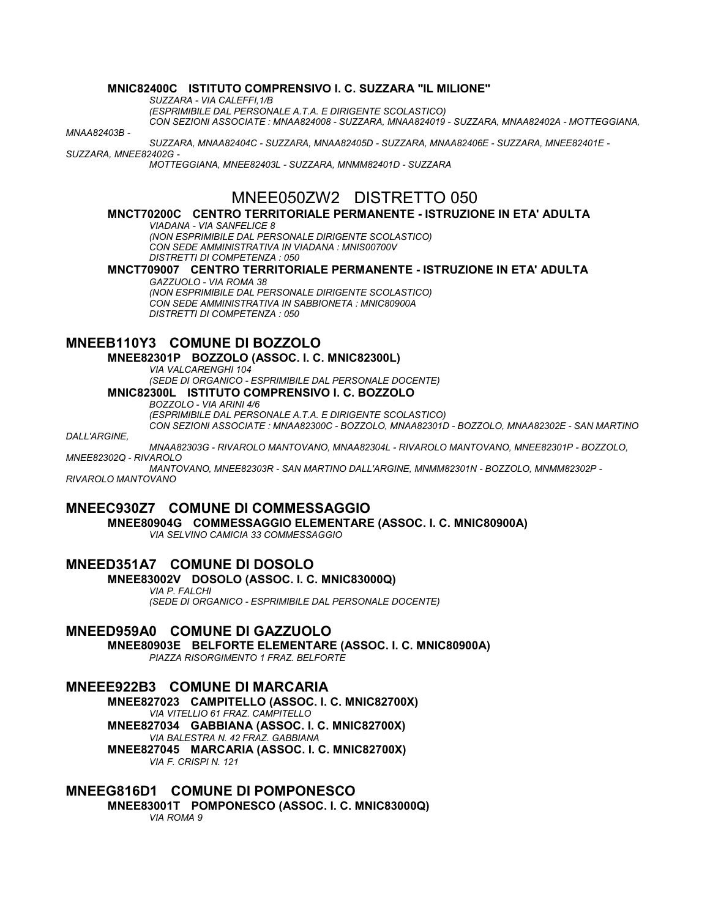**MNIC82400C ISTITUTO COMPRENSIVO I. C. SUZZARA "IL MILIONE"**

*SUZZARA - VIA CALEFFI,1/B*
*(ESPRIMIBILE DAL PERSONALE A.T.A. E DIRIGENTE SCOLASTICO)*
*CON SEZIONI ASSOCIATE : MNAA824008 - SUZZARA, MNAA824019 - SUZZARA, MNAA82402A - MOTTEGGIANA, MNAA82403B - SUZZARA, MNAA82404C - SUZZARA, MNAA82405D - SUZZARA, MNAA82406E - SUZZARA, MNEE82401E - SUZZARA, MNEE82402G - MOTTEGGIANA, MNEE82403L - SUZZARA, MNMM82401D - SUZZARA*

# MNEE050ZW2 DISTRETTO 050

**MNCT70200C CENTRO TERRITORIALE PERMANENTE - ISTRUZIONE IN ETA' ADULTA**

*VIADANA - VIA SANFELICE 8*
*(NON ESPRIMIBILE DAL PERSONALE DIRIGENTE SCOLASTICO)*
*CON SEDE AMMINISTRATIVA IN VIADANA : MNIS00700V*
*DISTRETTI DI COMPETENZA : 050*

**MNCT709007 CENTRO TERRITORIALE PERMANENTE - ISTRUZIONE IN ETA' ADULTA**

*GAZZUOLO - VIA ROMA 38*
*(NON ESPRIMIBILE DAL PERSONALE DIRIGENTE SCOLASTICO)*
*CON SEDE AMMINISTRATIVA IN SABBIONETA : MNIC80900A*
*DISTRETTI DI COMPETENZA : 050*

## MNEEB110Y3 COMUNE DI BOZZOLO

**MNEE82301P BOZZOLO (ASSOC. I. C. MNIC82300L)**

*VIA VALCARENGHI 104*
*(SEDE DI ORGANICO - ESPRIMIBILE DAL PERSONALE DOCENTE)*

**MNIC82300L ISTITUTO COMPRENSIVO I. C. BOZZOLO**

*BOZZOLO - VIA ARINI 4/6*
*(ESPRIMIBILE DAL PERSONALE A.T.A. E DIRIGENTE SCOLASTICO)*
*CON SEZIONI ASSOCIATE : MNAA82300C - BOZZOLO, MNAA82301D - BOZZOLO, MNAA82302E - SAN MARTINO DALL'ARGINE, MNAA82303G - RIVAROLO MANTOVANO, MNAA82304L - RIVAROLO MANTOVANO, MNEE82301P - BOZZOLO, MNEE82302Q - RIVAROLO MANTOVANO, MNEE82303R - SAN MARTINO DALL'ARGINE, MNMM82301N - BOZZOLO, MNMM82302P - RIVAROLO MANTOVANO*

## MNEEC930Z7 COMUNE DI COMMESSAGGIO

**MNEE80904G COMMESSAGGIO ELEMENTARE (ASSOC. I. C. MNIC80900A)**

*VIA SELVINO CAMICIA 33 COMMESSAGGIO*

## MNEED351A7 COMUNE DI DOSOLO

**MNEE83002V DOSOLO (ASSOC. I. C. MNIC83000Q)**

*VIA P. FALCHI*
*(SEDE DI ORGANICO - ESPRIMIBILE DAL PERSONALE DOCENTE)*

## MNEED959A0 COMUNE DI GAZZUOLO

**MNEE80903E BELFORTE ELEMENTARE (ASSOC. I. C. MNIC80900A)**

*PIAZZA RISORGIMENTO 1 FRAZ. BELFORTE*

## MNEEE922B3 COMUNE DI MARCARIA

**MNEE827023 CAMPITELLO (ASSOC. I. C. MNIC82700X)**

*VIA VITELLIO 61 FRAZ. CAMPITELLO*

**MNEE827034 GABBIANA (ASSOC. I. C. MNIC82700X)**

*VIA BALESTRA N. 42 FRAZ. GABBIANA*

**MNEE827045 MARCARIA (ASSOC. I. C. MNIC82700X)**

*VIA F. CRISPI N. 121*

## MNEEG816D1 COMUNE DI POMPONESCO

**MNEE83001T POMPONESCO (ASSOC. I. C. MNIC83000Q)**

*VIA ROMA 9*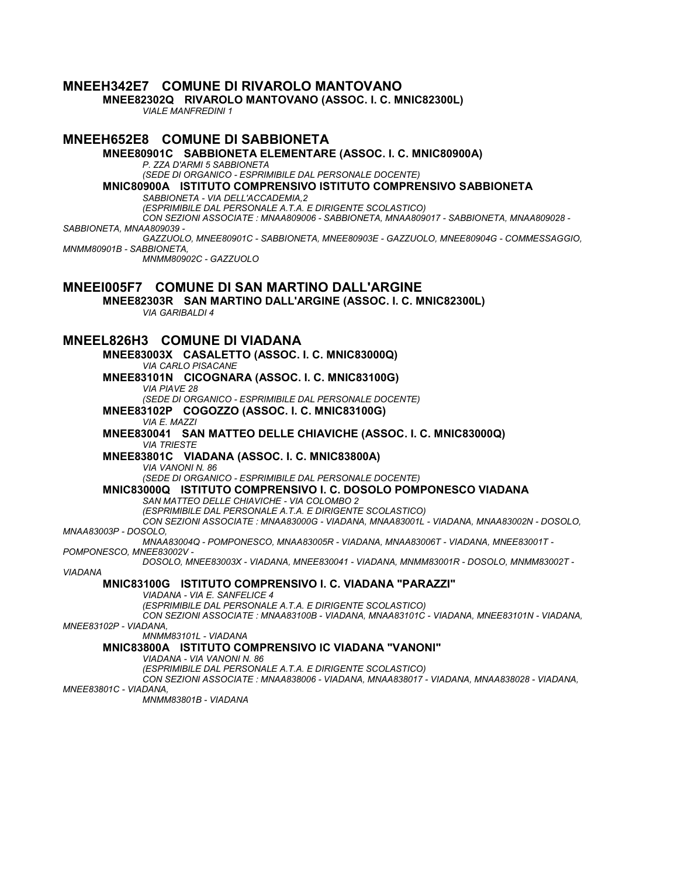## MNEEH342E7 COMUNE DI RIVAROLO MANTOVANO

### MNEE82302Q RIVAROLO MANTOVANO (ASSOC. I. C. MNIC82300L)

*VIALE MANFREDINI 1*

## MNEEH652E8 COMUNE DI SABBIONETA

### MNEE80901C SABBIONETA ELEMENTARE (ASSOC. I. C. MNIC80900A)

*P. ZZA D'ARMI 5 SABBIONETA*
*(SEDE DI ORGANICO - ESPRIMIBILE DAL PERSONALE DOCENTE)*

### MNIC80900A ISTITUTO COMPRENSIVO ISTITUTO COMPRENSIVO SABBIONETA

*SABBIONETA - VIA DELL'ACCADEMIA,2*
*(ESPRIMIBILE DAL PERSONALE A.T.A. E DIRIGENTE SCOLASTICO)*
*CON SEZIONI ASSOCIATE : MNAA809006 - SABBIONETA, MNAA809017 - SABBIONETA, MNAA809028 - SABBIONETA, MNAA809039 - GAZZUOLO, MNEE80901C - SABBIONETA, MNEE80903E - GAZZUOLO, MNEE80904G - COMMESSAGGIO, MNMM80901B - SABBIONETA, MNMM80902C - GAZZUOLO*

## MNEEI005F7 COMUNE DI SAN MARTINO DALL'ARGINE

### MNEE82303R SAN MARTINO DALL'ARGINE (ASSOC. I. C. MNIC82300L)

*VIA GARIBALDI 4*

## MNEEL826H3 COMUNE DI VIADANA

### MNEE83003X CASALETTO (ASSOC. I. C. MNIC83000Q)

*VIA CARLO PISACANE*

### MNEE83101N CICOGNARA (ASSOC. I. C. MNIC83100G)

*VIA PIAVE 28*
*(SEDE DI ORGANICO - ESPRIMIBILE DAL PERSONALE DOCENTE)*

### MNEE83102P COGOZZO (ASSOC. I. C. MNIC83100G)

*VIA E. MAZZI*

### MNEE830041 SAN MATTEO DELLE CHIAVICHE (ASSOC. I. C. MNIC83000Q)

*VIA TRIESTE*

### MNEE83801C VIADANA (ASSOC. I. C. MNIC83800A)

*VIA VANONI N. 86*
*(SEDE DI ORGANICO - ESPRIMIBILE DAL PERSONALE DOCENTE)*

### MNIC83000Q ISTITUTO COMPRENSIVO I. C. DOSOLO POMPONESCO VIADANA

*SAN MATTEO DELLE CHIAVICHE - VIA COLOMBO 2*
*(ESPRIMIBILE DAL PERSONALE A.T.A. E DIRIGENTE SCOLASTICO)*
*CON SEZIONI ASSOCIATE : MNAA83000G - VIADANA, MNAA83001L - VIADANA, MNAA83002N - DOSOLO, MNAA83003P - DOSOLO, MNAA83004Q - POMPONESCO, MNAA83005R - VIADANA, MNAA83006T - VIADANA, MNEE83001T - POMPONESCO, MNEE83002V - DOSOLO, MNEE83003X - VIADANA, MNEE830041 - VIADANA, MNMM83001R - DOSOLO, MNMM83002T - VIADANA*

### MNIC83100G ISTITUTO COMPRENSIVO I. C. VIADANA "PARAZZI"

*VIADANA - VIA E. SANFELICE 4*
*(ESPRIMIBILE DAL PERSONALE A.T.A. E DIRIGENTE SCOLASTICO)*
*CON SEZIONI ASSOCIATE : MNAA83100B - VIADANA, MNAA83101C - VIADANA, MNEE83101N - VIADANA, MNEE83102P - VIADANA, MNMM83101L - VIADANA*

### MNIC83800A ISTITUTO COMPRENSIVO IC VIADANA "VANONI"

*VIADANA - VIA VANONI N. 86*
*(ESPRIMIBILE DAL PERSONALE A.T.A. E DIRIGENTE SCOLASTICO)*
*CON SEZIONI ASSOCIATE : MNAA838006 - VIADANA, MNAA838017 - VIADANA, MNAA838028 - VIADANA, MNEE83801C - VIADANA, MNMM83801B - VIADANA*